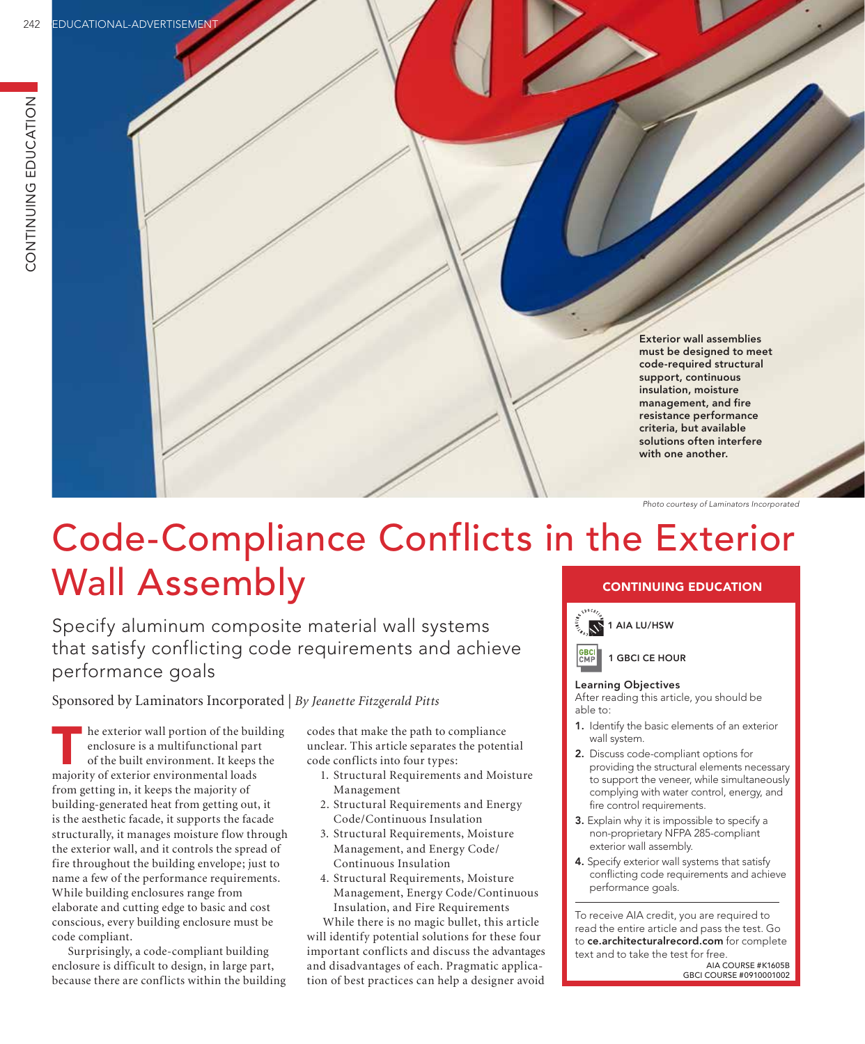Exterior wall assemblies must be designed to meet code-required structural support, continuous insulation, moisture management, and fire resistance performance criteria, but available solutions often interfere with one another.

*Photo courtesy of Laminators Incorporated*

# Code-Compliance Conflicts in the Exterior Wall Assembly

## Specify aluminum composite material wall systems that satisfy conflicting code requirements and achieve performance goals

Sponsored by Laminators Incorporated | *By Jeanette Fitzgerald Pitts*

The exterior wall portion of the building enclosure is a multifunctional part of the built environment. It keeps the majority of exterior environmental loads from getting in, it keeps the majority of building-generated heat from getting out, it is the aesthetic facade, it supports the facade structurally, it manages moisture flow through the exterior wall, and it controls the spread of fire throughout the building envelope; just to name a few of the performance requirements. While building enclosures range from elaborate and cutting edge to basic and cost conscious, every building enclosure must be code compliant.

Surprisingly, a code-compliant building enclosure is difficult to design, in large part, because there are conflicts within the building codes that make the path to compliance unclear. This article separates the potential code conflicts into four types:

1. Structural Requirements and Moisture Management
2. Structural Requirements and Energy Code/Continuous Insulation
3. Structural Requirements, Moisture Management, and Energy Code/Continuous Insulation
4. Structural Requirements, Moisture Management, Energy Code/Continuous Insulation, and Fire Requirements

While there is no magic bullet, this article will identify potential solutions for these four important conflicts and discuss the advantages and disadvantages of each. Pragmatic application of best practices can help a designer avoid

### CONTINUING EDUCATION

1 AIA LU/HSW

1 GBCI CE HOUR

**Learning Objectives**

After reading this article, you should be able to:

1. Identify the basic elements of an exterior wall system.
2. Discuss code-compliant options for providing the structural elements necessary to support the veneer, while simultaneously complying with water control, energy, and fire control requirements.
3. Explain why it is impossible to specify a non-proprietary NFPA 285-compliant exterior wall assembly.
4. Specify exterior wall systems that satisfy conflicting code requirements and achieve performance goals.

To receive AIA credit, you are required to read the entire article and pass the test. Go to **ce.architecturalrecord.com** for complete text and to take the test for free.

AIA COURSE #K1605B
GBCI COURSE #0910001002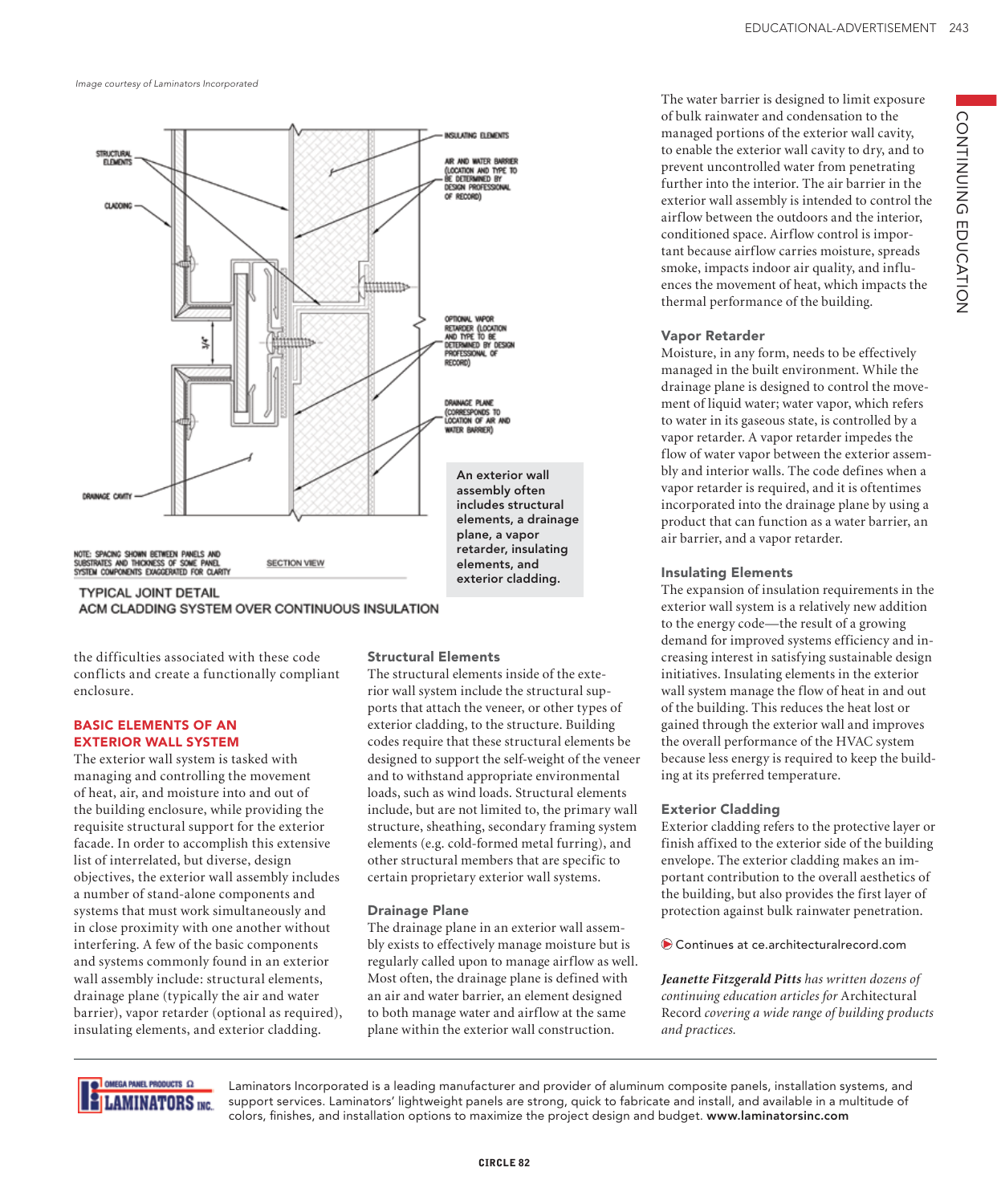Image courtesy of Laminators Incorporated

STRUCTURAL ELEMENTS

CLADDING

INSULATING ELEMENTS

AIR AND WATER BARRIER (LOCATION AND TYPE TO BE DETERMINED BY DESIGN PROFESSIONAL OF RECORD)

OPTIONAL VAPOR RETARDER (LOCATION AND TYPE TO BE DETERMINED BY DESIGN PROFESSIONAL OF RECORD)

DRAINAGE PLANE (CORRESPONDS TO LOCATION OF AIR AND WATER BARRIER)

DRAINAGE CAVITY

NOTE: SPACING SHOWN BETWEEN PANELS AND SUBSTRATES AND THICKNESS OF SOME PANEL SYSTEM COMPONENTS EXAGGERATED FOR CLARITY

SECTION VIEW

TYPICAL JOINT DETAIL
ACM CLADDING SYSTEM OVER CONTINUOUS INSULATION

An exterior wall assembly often includes structural elements, a drainage plane, a vapor retarder, insulating elements, and exterior cladding.

the difficulties associated with these code conflicts and create a functionally compliant enclosure.

## BASIC ELEMENTS OF AN EXTERIOR WALL SYSTEM

The exterior wall system is tasked with managing and controlling the movement of heat, air, and moisture into and out of the building enclosure, while providing the requisite structural support for the exterior facade. In order to accomplish this extensive list of interrelated, but diverse, design objectives, the exterior wall assembly includes a number of stand-alone components and systems that must work simultaneously and in close proximity with one another without interfering. A few of the basic components and systems commonly found in an exterior wall assembly include: structural elements, drainage plane (typically the air and water barrier), vapor retarder (optional as required), insulating elements, and exterior cladding.

### Structural Elements

The structural elements inside of the exterior wall system include the structural supports that attach the veneer, or other types of exterior cladding, to the structure. Building codes require that these structural elements be designed to support the self-weight of the veneer and to withstand appropriate environmental loads, such as wind loads. Structural elements include, but are not limited to, the primary wall structure, sheathing, secondary framing system elements (e.g. cold-formed metal furring), and other structural members that are specific to certain proprietary exterior wall systems.

### Drainage Plane

The drainage plane in an exterior wall assembly exists to effectively manage moisture but is regularly called upon to manage airflow as well. Most often, the drainage plane is defined with an air and water barrier, an element designed to both manage water and airflow at the same plane within the exterior wall construction.

The water barrier is designed to limit exposure of bulk rainwater and condensation to the managed portions of the exterior wall cavity, to enable the exterior wall cavity to dry, and to prevent uncontrolled water from penetrating further into the interior. The air barrier in the exterior wall assembly is intended to control the airflow between the outdoors and the interior, conditioned space. Airflow control is important because airflow carries moisture, spreads smoke, impacts indoor air quality, and influences the movement of heat, which impacts the thermal performance of the building.

### Vapor Retarder

Moisture, in any form, needs to be effectively managed in the built environment. While the drainage plane is designed to control the movement of liquid water; water vapor, which refers to water in its gaseous state, is controlled by a vapor retarder. A vapor retarder impedes the flow of water vapor between the exterior assembly and interior walls. The code defines when a vapor retarder is required, and it is oftentimes incorporated into the drainage plane by using a product that can function as a water barrier, an air barrier, and a vapor retarder.

### Insulating Elements

The expansion of insulation requirements in the exterior wall system is a relatively new addition to the energy code—the result of a growing demand for improved systems efficiency and increasing interest in satisfying sustainable design initiatives. Insulating elements in the exterior wall system manage the flow of heat in and out of the building. This reduces the heat lost or gained through the exterior wall and improves the overall performance of the HVAC system because less energy is required to keep the building at its preferred temperature.

### Exterior Cladding

Exterior cladding refers to the protective layer or finish affixed to the exterior side of the building envelope. The exterior cladding makes an important contribution to the overall aesthetics of the building, but also provides the first layer of protection against bulk rainwater penetration.

Continues at ce.architecturalrecord.com

*Jeanette Fitzgerald Pitts has written dozens of continuing education articles for* Architectural Record *covering a wide range of building products and practices.*

OMEGA PANEL PRODUCTS LAMINATORS INC.

Laminators Incorporated is a leading manufacturer and provider of aluminum composite panels, installation systems, and support services. Laminators' lightweight panels are strong, quick to fabricate and install, and available in a multitude of colors, finishes, and installation options to maximize the project design and budget. **www.laminatorsinc.com**

CIRCLE 82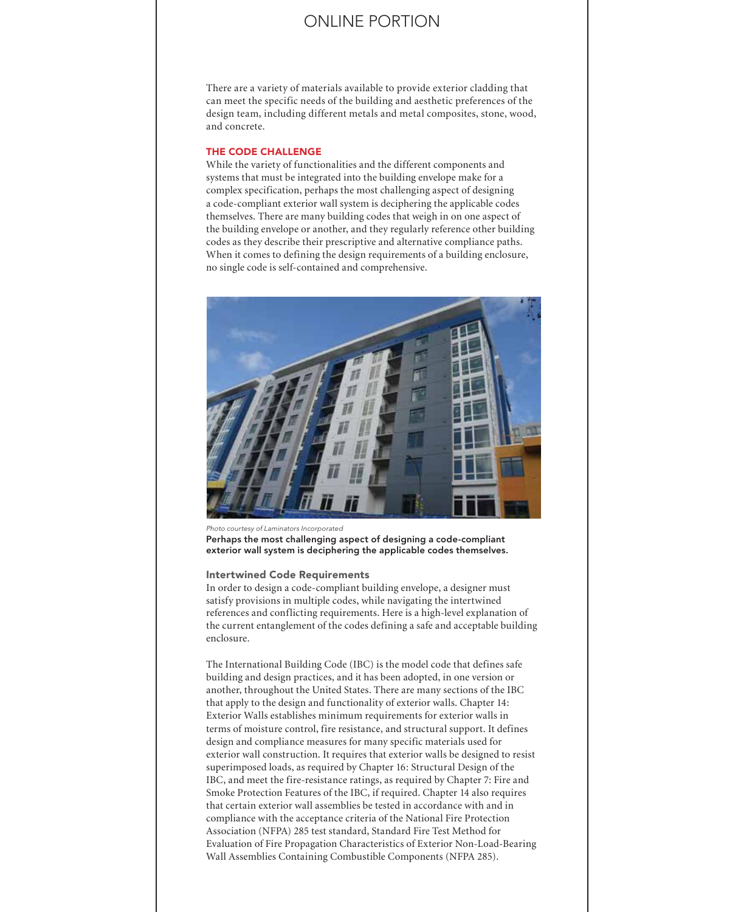# ONLINE PORTION

There are a variety of materials available to provide exterior cladding that can meet the specific needs of the building and aesthetic preferences of the design team, including different metals and metal composites, stone, wood, and concrete.

## THE CODE CHALLENGE

While the variety of functionalities and the different components and systems that must be integrated into the building envelope make for a complex specification, perhaps the most challenging aspect of designing a code-compliant exterior wall system is deciphering the applicable codes themselves. There are many building codes that weigh in on one aspect of the building envelope or another, and they regularly reference other building codes as they describe their prescriptive and alternative compliance paths. When it comes to defining the design requirements of a building enclosure, no single code is self-contained and comprehensive.

*Photo courtesy of Laminators Incorporated*

**Perhaps the most challenging aspect of designing a code-compliant exterior wall system is deciphering the applicable codes themselves.**

### Intertwined Code Requirements

In order to design a code-compliant building envelope, a designer must satisfy provisions in multiple codes, while navigating the intertwined references and conflicting requirements. Here is a high-level explanation of the current entanglement of the codes defining a safe and acceptable building enclosure.

The International Building Code (IBC) is the model code that defines safe building and design practices, and it has been adopted, in one version or another, throughout the United States. There are many sections of the IBC that apply to the design and functionality of exterior walls. Chapter 14: Exterior Walls establishes minimum requirements for exterior walls in terms of moisture control, fire resistance, and structural support. It defines design and compliance measures for many specific materials used for exterior wall construction. It requires that exterior walls be designed to resist superimposed loads, as required by Chapter 16: Structural Design of the IBC, and meet the fire-resistance ratings, as required by Chapter 7: Fire and Smoke Protection Features of the IBC, if required. Chapter 14 also requires that certain exterior wall assemblies be tested in accordance with and in compliance with the acceptance criteria of the National Fire Protection Association (NFPA) 285 test standard, Standard Fire Test Method for Evaluation of Fire Propagation Characteristics of Exterior Non-Load-Bearing Wall Assemblies Containing Combustible Components (NFPA 285).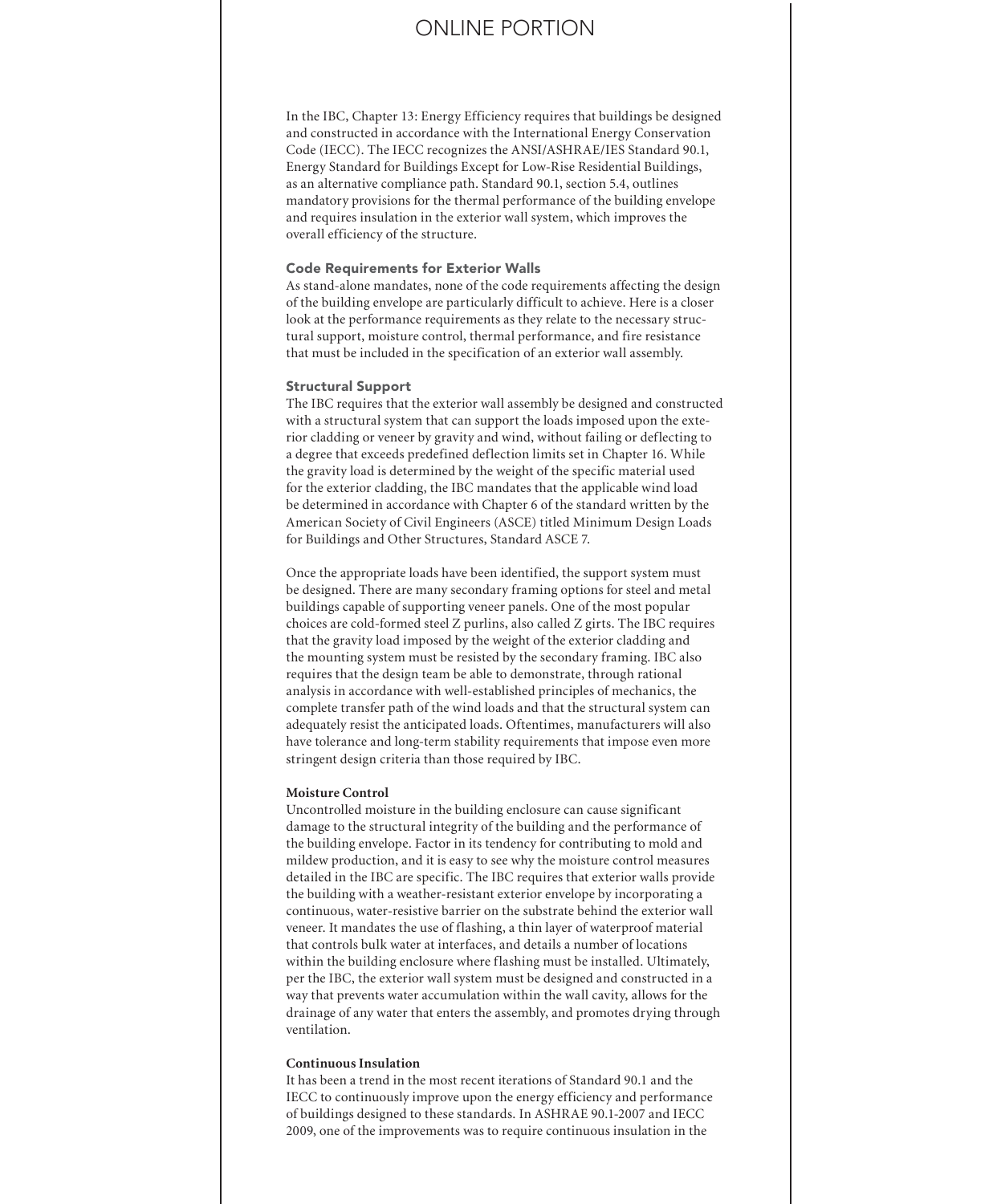# ONLINE PORTION

In the IBC, Chapter 13: Energy Efficiency requires that buildings be designed and constructed in accordance with the International Energy Conservation Code (IECC). The IECC recognizes the ANSI/ASHRAE/IES Standard 90.1, Energy Standard for Buildings Except for Low-Rise Residential Buildings, as an alternative compliance path. Standard 90.1, section 5.4, outlines mandatory provisions for the thermal performance of the building envelope and requires insulation in the exterior wall system, which improves the overall efficiency of the structure.

## Code Requirements for Exterior Walls

As stand-alone mandates, none of the code requirements affecting the design of the building envelope are particularly difficult to achieve. Here is a closer look at the performance requirements as they relate to the necessary structural support, moisture control, thermal performance, and fire resistance that must be included in the specification of an exterior wall assembly.

## Structural Support

The IBC requires that the exterior wall assembly be designed and constructed with a structural system that can support the loads imposed upon the exterior cladding or veneer by gravity and wind, without failing or deflecting to a degree that exceeds predefined deflection limits set in Chapter 16. While the gravity load is determined by the weight of the specific material used for the exterior cladding, the IBC mandates that the applicable wind load be determined in accordance with Chapter 6 of the standard written by the American Society of Civil Engineers (ASCE) titled Minimum Design Loads for Buildings and Other Structures, Standard ASCE 7.

Once the appropriate loads have been identified, the support system must be designed. There are many secondary framing options for steel and metal buildings capable of supporting veneer panels. One of the most popular choices are cold-formed steel Z purlins, also called Z girts. The IBC requires that the gravity load imposed by the weight of the exterior cladding and the mounting system must be resisted by the secondary framing. IBC also requires that the design team be able to demonstrate, through rational analysis in accordance with well-established principles of mechanics, the complete transfer path of the wind loads and that the structural system can adequately resist the anticipated loads. Oftentimes, manufacturers will also have tolerance and long-term stability requirements that impose even more stringent design criteria than those required by IBC.

### Moisture Control

Uncontrolled moisture in the building enclosure can cause significant damage to the structural integrity of the building and the performance of the building envelope. Factor in its tendency for contributing to mold and mildew production, and it is easy to see why the moisture control measures detailed in the IBC are specific. The IBC requires that exterior walls provide the building with a weather-resistant exterior envelope by incorporating a continuous, water-resistive barrier on the substrate behind the exterior wall veneer. It mandates the use of flashing, a thin layer of waterproof material that controls bulk water at interfaces, and details a number of locations within the building enclosure where flashing must be installed. Ultimately, per the IBC, the exterior wall system must be designed and constructed in a way that prevents water accumulation within the wall cavity, allows for the drainage of any water that enters the assembly, and promotes drying through ventilation.

### Continuous Insulation

It has been a trend in the most recent iterations of Standard 90.1 and the IECC to continuously improve upon the energy efficiency and performance of buildings designed to these standards. In ASHRAE 90.1-2007 and IECC 2009, one of the improvements was to require continuous insulation in the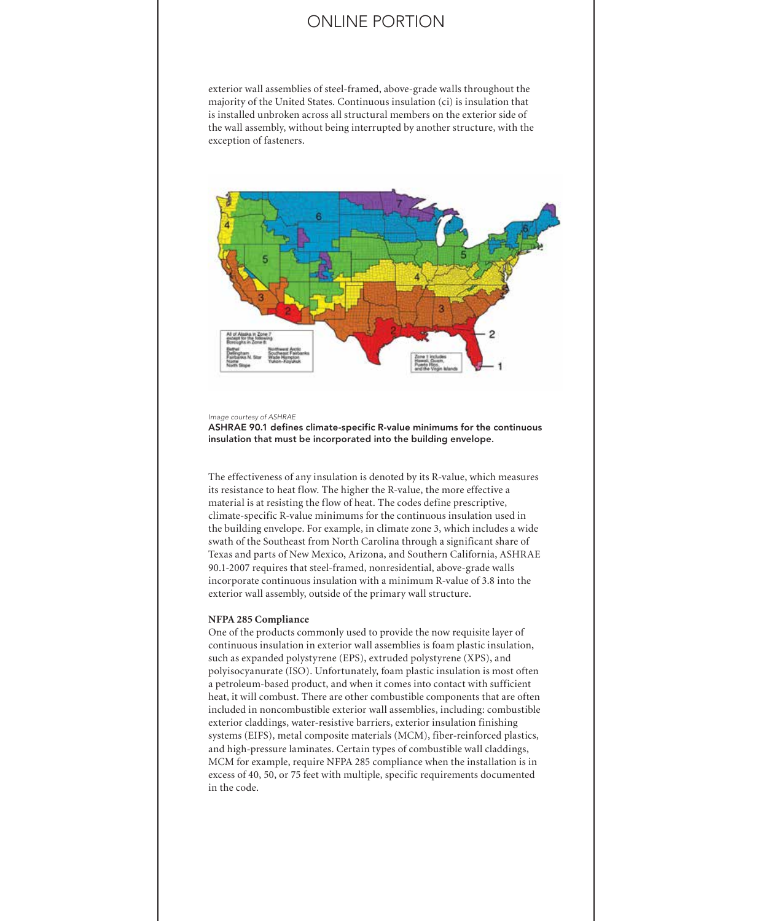exterior wall assemblies of steel-framed, above-grade walls throughout the majority of the United States. Continuous insulation (ci) is insulation that is installed unbroken across all structural members on the exterior side of the wall assembly, without being interrupted by another structure, with the exception of fasteners.

*Image courtesy of ASHRAE*

**ASHRAE 90.1 defines climate-specific R-value minimums for the continuous insulation that must be incorporated into the building envelope.**

The effectiveness of any insulation is denoted by its R-value, which measures its resistance to heat flow. The higher the R-value, the more effective a material is at resisting the flow of heat. The codes define prescriptive, climate-specific R-value minimums for the continuous insulation used in the building envelope. For example, in climate zone 3, which includes a wide swath of the Southeast from North Carolina through a significant share of Texas and parts of New Mexico, Arizona, and Southern California, ASHRAE 90.1-2007 requires that steel-framed, nonresidential, above-grade walls incorporate continuous insulation with a minimum R-value of 3.8 into the exterior wall assembly, outside of the primary wall structure.

**NFPA 285 Compliance**

One of the products commonly used to provide the now requisite layer of continuous insulation in exterior wall assemblies is foam plastic insulation, such as expanded polystyrene (EPS), extruded polystyrene (XPS), and polyisocyanurate (ISO). Unfortunately, foam plastic insulation is most often a petroleum-based product, and when it comes into contact with sufficient heat, it will combust. There are other combustible components that are often included in noncombustible exterior wall assemblies, including: combustible exterior claddings, water-resistive barriers, exterior insulation finishing systems (EIFS), metal composite materials (MCM), fiber-reinforced plastics, and high-pressure laminates. Certain types of combustible wall claddings, MCM for example, require NFPA 285 compliance when the installation is in excess of 40, 50, or 75 feet with multiple, specific requirements documented in the code.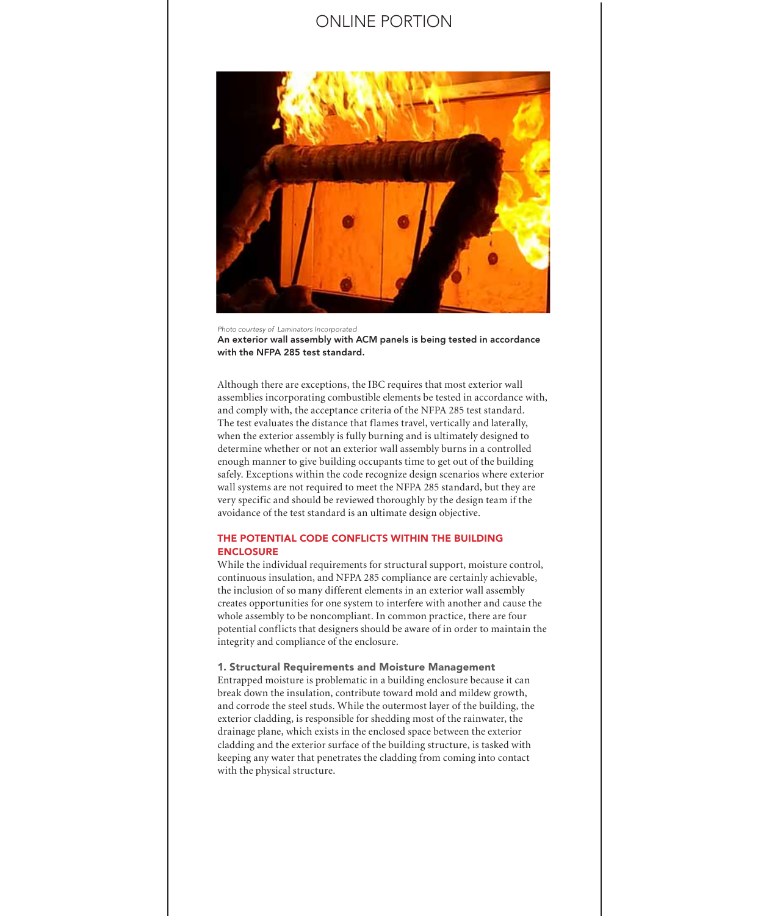*Photo courtesy of Laminators Incorporated*

**An exterior wall assembly with ACM panels is being tested in accordance with the NFPA 285 test standard.**

Although there are exceptions, the IBC requires that most exterior wall assemblies incorporating combustible elements be tested in accordance with, and comply with, the acceptance criteria of the NFPA 285 test standard. The test evaluates the distance that flames travel, vertically and laterally, when the exterior assembly is fully burning and is ultimately designed to determine whether or not an exterior wall assembly burns in a controlled enough manner to give building occupants time to get out of the building safely. Exceptions within the code recognize design scenarios where exterior wall systems are not required to meet the NFPA 285 standard, but they are very specific and should be reviewed thoroughly by the design team if the avoidance of the test standard is an ultimate design objective.

## THE POTENTIAL CODE CONFLICTS WITHIN THE BUILDING ENCLOSURE

While the individual requirements for structural support, moisture control, continuous insulation, and NFPA 285 compliance are certainly achievable, the inclusion of so many different elements in an exterior wall assembly creates opportunities for one system to interfere with another and cause the whole assembly to be noncompliant. In common practice, there are four potential conflicts that designers should be aware of in order to maintain the integrity and compliance of the enclosure.

### 1. Structural Requirements and Moisture Management

Entrapped moisture is problematic in a building enclosure because it can break down the insulation, contribute toward mold and mildew growth, and corrode the steel studs. While the outermost layer of the building, the exterior cladding, is responsible for shedding most of the rainwater, the drainage plane, which exists in the enclosed space between the exterior cladding and the exterior surface of the building structure, is tasked with keeping any water that penetrates the cladding from coming into contact with the physical structure.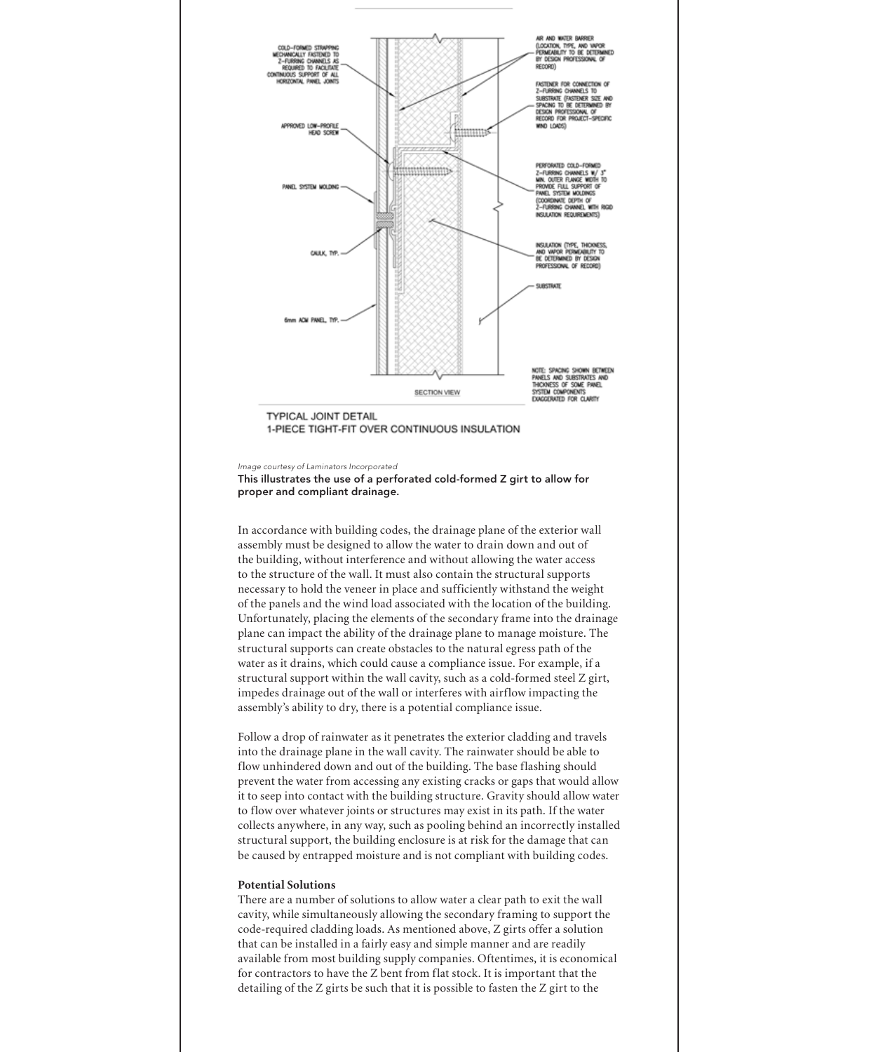AIR AND WATER BARRIER (LOCATION, TYPE, AND VAPOR PERMEABILITY TO BE DETERMINED BY DESIGN PROFESSIONAL OF RECORD)

COLD-FORMED STRAPPING MECHANICALLY FASTENED TO Z-FURRING CHANNELS AS REQUIRED TO FACILITATE CONTINUOUS SUPPORT OF ALL HORIZONTAL PANEL JOINTS

FASTENER FOR CONNECTION OF Z-FURRING CHANNELS TO SUBSTRATE (FASTENER SIZE AND SPACING TO BE DETERMINED BY DESIGN PROFESSIONAL OF RECORD FOR PROJECT-SPECIFIC WIND LOADS)

APPROVED LOW-PROFILE HEAD SCREW

PERFORATED COLD-FORMED Z-FURRING CHANNELS W/ 3" MIN. OUTER FLANGE WIDTH TO PROVIDE FULL SUPPORT OF PANEL SYSTEM MOLDINGS (COORDINATE DEPTH OF Z-FURRING CHANNEL WITH RIGID INSULATION REQUIREMENTS)

PANEL SYSTEM MOLDING

INSULATION (TYPE, THICKNESS, AND VAPOR PERMEABILITY TO BE DETERMINED BY DESIGN PROFESSIONAL OF RECORD)

CAULK, TYP.

SUBSTRATE

6mm ACM PANEL, TYP.

SECTION VIEW

NOTE: SPACING SHOWN BETWEEN PANELS AND SUBSTRATES AND THICKNESS OF SOME PANEL SYSTEM COMPONENTS EXAGGERATED FOR CLARITY

TYPICAL JOINT DETAIL
1-PIECE TIGHT-FIT OVER CONTINUOUS INSULATION

*Image courtesy of Laminators Incorporated*

**This illustrates the use of a perforated cold-formed Z girt to allow for proper and compliant drainage.**

In accordance with building codes, the drainage plane of the exterior wall assembly must be designed to allow the water to drain down and out of the building, without interference and without allowing the water access to the structure of the wall. It must also contain the structural supports necessary to hold the veneer in place and sufficiently withstand the weight of the panels and the wind load associated with the location of the building. Unfortunately, placing the elements of the secondary frame into the drainage plane can impact the ability of the drainage plane to manage moisture. The structural supports can create obstacles to the natural egress path of the water as it drains, which could cause a compliance issue. For example, if a structural support within the wall cavity, such as a cold-formed steel Z girt, impedes drainage out of the wall or interferes with airflow impacting the assembly's ability to dry, there is a potential compliance issue.

Follow a drop of rainwater as it penetrates the exterior cladding and travels into the drainage plane in the wall cavity. The rainwater should be able to flow unhindered down and out of the building. The base flashing should prevent the water from accessing any existing cracks or gaps that would allow it to seep into contact with the building structure. Gravity should allow water to flow over whatever joints or structures may exist in its path. If the water collects anywhere, in any way, such as pooling behind an incorrectly installed structural support, the building enclosure is at risk for the damage that can be caused by entrapped moisture and is not compliant with building codes.

**Potential Solutions**

There are a number of solutions to allow water a clear path to exit the wall cavity, while simultaneously allowing the secondary framing to support the code-required cladding loads. As mentioned above, Z girts offer a solution that can be installed in a fairly easy and simple manner and are readily available from most building supply companies. Oftentimes, it is economical for contractors to have the Z bent from flat stock. It is important that the detailing of the Z girts be such that it is possible to fasten the Z girt to the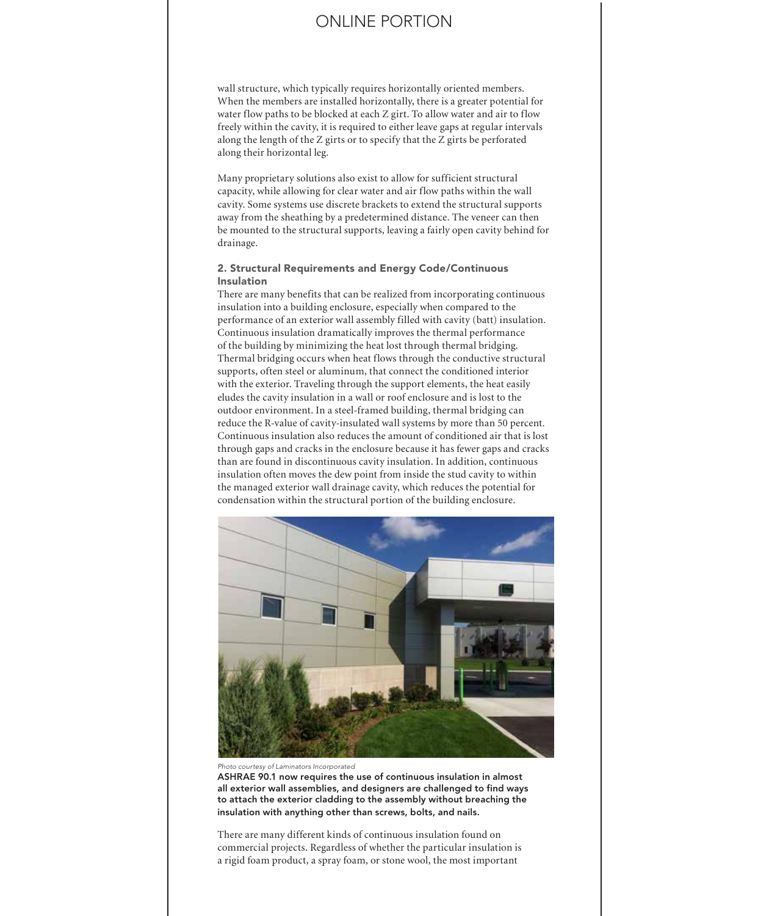wall structure, which typically requires horizontally oriented members. When the members are installed horizontally, there is a greater potential for water flow paths to be blocked at each Z girt. To allow water and air to flow freely within the cavity, it is required to either leave gaps at regular intervals along the length of the Z girts or to specify that the Z girts be perforated along their horizontal leg.

Many proprietary solutions also exist to allow for sufficient structural capacity, while allowing for clear water and air flow paths within the wall cavity. Some systems use discrete brackets to extend the structural supports away from the sheathing by a predetermined distance. The veneer can then be mounted to the structural supports, leaving a fairly open cavity behind for drainage.

### 2. Structural Requirements and Energy Code/Continuous Insulation

There are many benefits that can be realized from incorporating continuous insulation into a building enclosure, especially when compared to the performance of an exterior wall assembly filled with cavity (batt) insulation. Continuous insulation dramatically improves the thermal performance of the building by minimizing the heat lost through thermal bridging. Thermal bridging occurs when heat flows through the conductive structural supports, often steel or aluminum, that connect the conditioned interior with the exterior. Traveling through the support elements, the heat easily eludes the cavity insulation in a wall or roof enclosure and is lost to the outdoor environment. In a steel-framed building, thermal bridging can reduce the R-value of cavity-insulated wall systems by more than 50 percent. Continuous insulation also reduces the amount of conditioned air that is lost through gaps and cracks in the enclosure because it has fewer gaps and cracks than are found in discontinuous cavity insulation. In addition, continuous insulation often moves the dew point from inside the stud cavity to within the managed exterior wall drainage cavity, which reduces the potential for condensation within the structural portion of the building enclosure.

*Photo courtesy of Laminators Incorporated*

**ASHRAE 90.1 now requires the use of continuous insulation in almost all exterior wall assemblies, and designers are challenged to find ways to attach the exterior cladding to the assembly without breaching the insulation with anything other than screws, bolts, and nails.**

There are many different kinds of continuous insulation found on commercial projects. Regardless of whether the particular insulation is a rigid foam product, a spray foam, or stone wool, the most important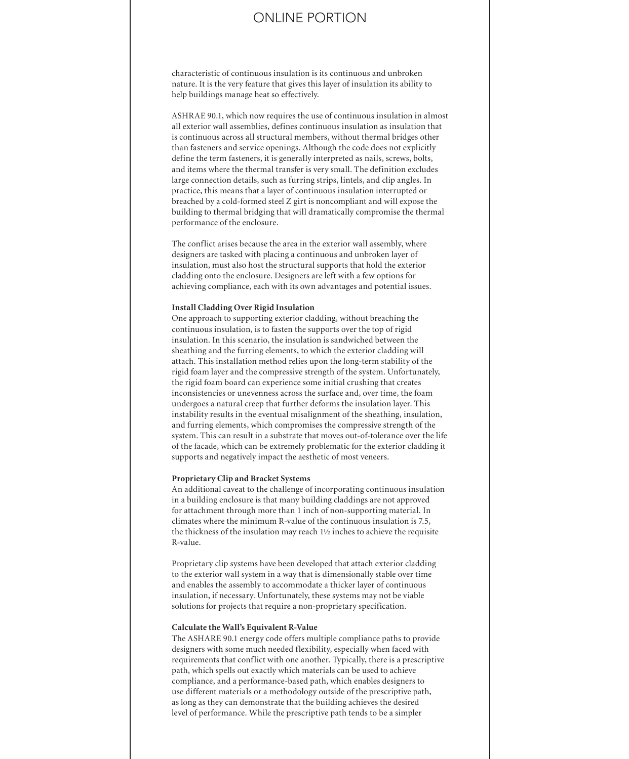characteristic of continuous insulation is its continuous and unbroken nature. It is the very feature that gives this layer of insulation its ability to help buildings manage heat so effectively.

ASHRAE 90.1, which now requires the use of continuous insulation in almost all exterior wall assemblies, defines continuous insulation as insulation that is continuous across all structural members, without thermal bridges other than fasteners and service openings. Although the code does not explicitly define the term fasteners, it is generally interpreted as nails, screws, bolts, and items where the thermal transfer is very small. The definition excludes large connection details, such as furring strips, lintels, and clip angles. In practice, this means that a layer of continuous insulation interrupted or breached by a cold-formed steel Z girt is noncompliant and will expose the building to thermal bridging that will dramatically compromise the thermal performance of the enclosure.

The conflict arises because the area in the exterior wall assembly, where designers are tasked with placing a continuous and unbroken layer of insulation, must also host the structural supports that hold the exterior cladding onto the enclosure. Designers are left with a few options for achieving compliance, each with its own advantages and potential issues.

**Install Cladding Over Rigid Insulation**

One approach to supporting exterior cladding, without breaching the continuous insulation, is to fasten the supports over the top of rigid insulation. In this scenario, the insulation is sandwiched between the sheathing and the furring elements, to which the exterior cladding will attach. This installation method relies upon the long-term stability of the rigid foam layer and the compressive strength of the system. Unfortunately, the rigid foam board can experience some initial crushing that creates inconsistencies or unevenness across the surface and, over time, the foam undergoes a natural creep that further deforms the insulation layer. This instability results in the eventual misalignment of the sheathing, insulation, and furring elements, which compromises the compressive strength of the system. This can result in a substrate that moves out-of-tolerance over the life of the facade, which can be extremely problematic for the exterior cladding it supports and negatively impact the aesthetic of most veneers.

**Proprietary Clip and Bracket Systems**

An additional caveat to the challenge of incorporating continuous insulation in a building enclosure is that many building claddings are not approved for attachment through more than 1 inch of non-supporting material. In climates where the minimum R-value of the continuous insulation is 7.5, the thickness of the insulation may reach 1½ inches to achieve the requisite R-value.

Proprietary clip systems have been developed that attach exterior cladding to the exterior wall system in a way that is dimensionally stable over time and enables the assembly to accommodate a thicker layer of continuous insulation, if necessary. Unfortunately, these systems may not be viable solutions for projects that require a non-proprietary specification.

**Calculate the Wall's Equivalent R-Value**

The ASHARE 90.1 energy code offers multiple compliance paths to provide designers with some much needed flexibility, especially when faced with requirements that conflict with one another. Typically, there is a prescriptive path, which spells out exactly which materials can be used to achieve compliance, and a performance-based path, which enables designers to use different materials or a methodology outside of the prescriptive path, as long as they can demonstrate that the building achieves the desired level of performance. While the prescriptive path tends to be a simpler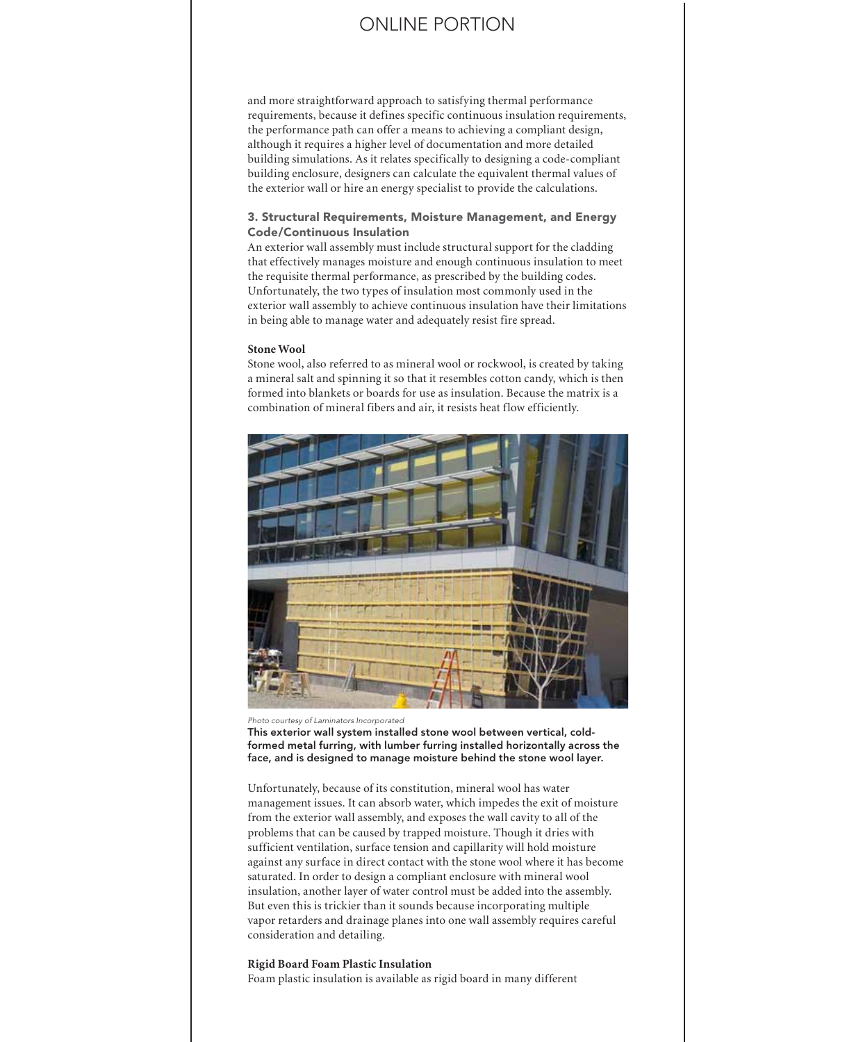and more straightforward approach to satisfying thermal performance requirements, because it defines specific continuous insulation requirements, the performance path can offer a means to achieving a compliant design, although it requires a higher level of documentation and more detailed building simulations. As it relates specifically to designing a code-compliant building enclosure, designers can calculate the equivalent thermal values of the exterior wall or hire an energy specialist to provide the calculations.

### 3. Structural Requirements, Moisture Management, and Energy Code/Continuous Insulation

An exterior wall assembly must include structural support for the cladding that effectively manages moisture and enough continuous insulation to meet the requisite thermal performance, as prescribed by the building codes. Unfortunately, the two types of insulation most commonly used in the exterior wall assembly to achieve continuous insulation have their limitations in being able to manage water and adequately resist fire spread.

**Stone Wool**

Stone wool, also referred to as mineral wool or rockwool, is created by taking a mineral salt and spinning it so that it resembles cotton candy, which is then formed into blankets or boards for use as insulation. Because the matrix is a combination of mineral fibers and air, it resists heat flow efficiently.

*Photo courtesy of Laminators Incorporated*

**This exterior wall system installed stone wool between vertical, cold-formed metal furring, with lumber furring installed horizontally across the face, and is designed to manage moisture behind the stone wool layer.**

Unfortunately, because of its constitution, mineral wool has water management issues. It can absorb water, which impedes the exit of moisture from the exterior wall assembly, and exposes the wall cavity to all of the problems that can be caused by trapped moisture. Though it dries with sufficient ventilation, surface tension and capillarity will hold moisture against any surface in direct contact with the stone wool where it has become saturated. In order to design a compliant enclosure with mineral wool insulation, another layer of water control must be added into the assembly. But even this is trickier than it sounds because incorporating multiple vapor retarders and drainage planes into one wall assembly requires careful consideration and detailing.

**Rigid Board Foam Plastic Insulation**

Foam plastic insulation is available as rigid board in many different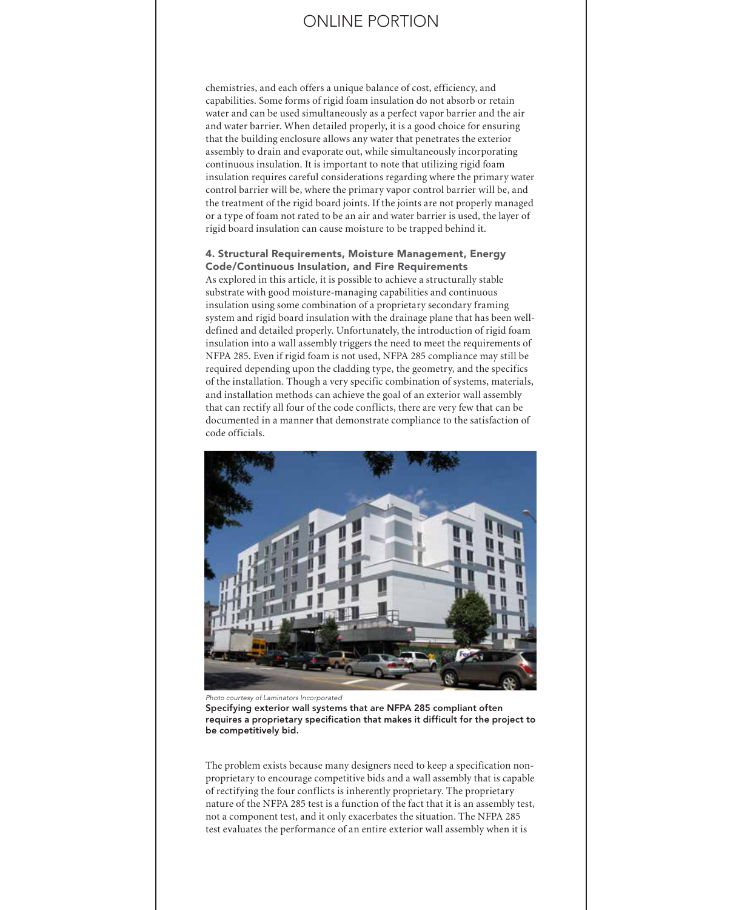chemistries, and each offers a unique balance of cost, efficiency, and capabilities. Some forms of rigid foam insulation do not absorb or retain water and can be used simultaneously as a perfect vapor barrier and the air and water barrier. When detailed properly, it is a good choice for ensuring that the building enclosure allows any water that penetrates the exterior assembly to drain and evaporate out, while simultaneously incorporating continuous insulation. It is important to note that utilizing rigid foam insulation requires careful considerations regarding where the primary water control barrier will be, where the primary vapor control barrier will be, and the treatment of the rigid board joints. If the joints are not properly managed or a type of foam not rated to be an air and water barrier is used, the layer of rigid board insulation can cause moisture to be trapped behind it.

### 4. Structural Requirements, Moisture Management, Energy Code/Continuous Insulation, and Fire Requirements

As explored in this article, it is possible to achieve a structurally stable substrate with good moisture-managing capabilities and continuous insulation using some combination of a proprietary secondary framing system and rigid board insulation with the drainage plane that has been well-defined and detailed properly. Unfortunately, the introduction of rigid foam insulation into a wall assembly triggers the need to meet the requirements of NFPA 285. Even if rigid foam is not used, NFPA 285 compliance may still be required depending upon the cladding type, the geometry, and the specifics of the installation. Though a very specific combination of systems, materials, and installation methods can achieve the goal of an exterior wall assembly that can rectify all four of the code conflicts, there are very few that can be documented in a manner that demonstrate compliance to the satisfaction of code officials.

*Photo courtesy of Laminators Incorporated*

**Specifying exterior wall systems that are NFPA 285 compliant often requires a proprietary specification that makes it difficult for the project to be competitively bid.**

The problem exists because many designers need to keep a specification non-proprietary to encourage competitive bids and a wall assembly that is capable of rectifying the four conflicts is inherently proprietary. The proprietary nature of the NFPA 285 test is a function of the fact that it is an assembly test, not a component test, and it only exacerbates the situation. The NFPA 285 test evaluates the performance of an entire exterior wall assembly when it is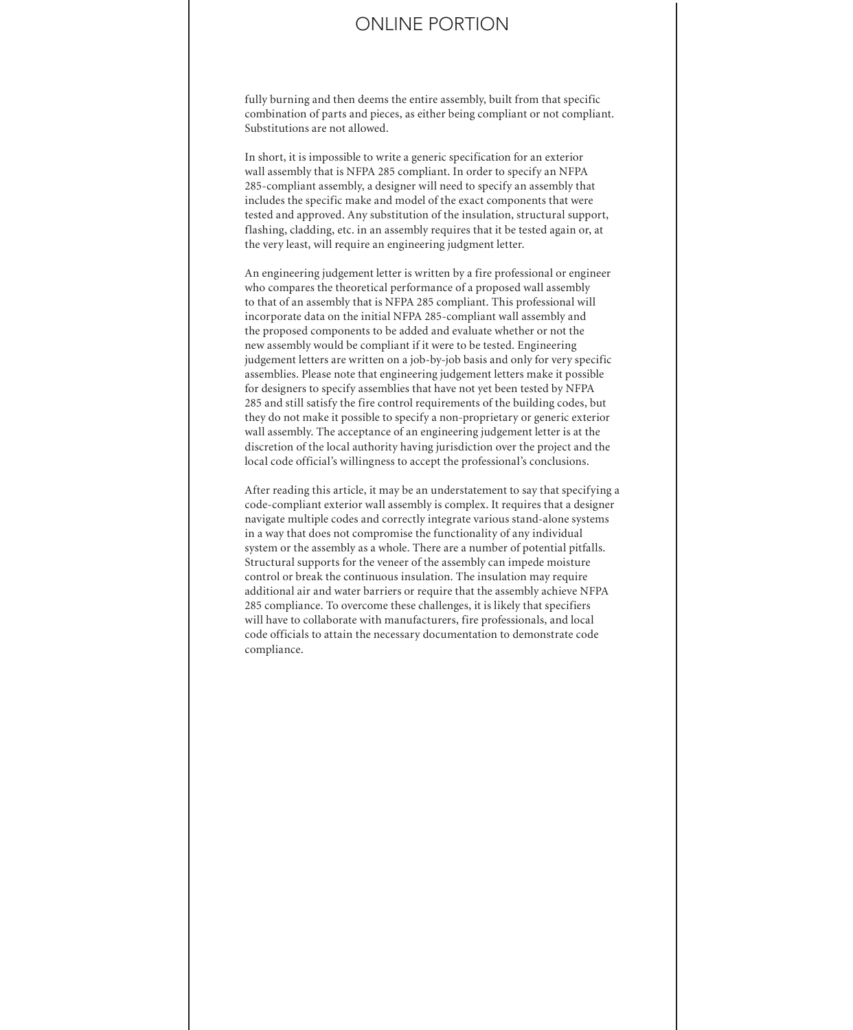fully burning and then deems the entire assembly, built from that specific combination of parts and pieces, as either being compliant or not compliant. Substitutions are not allowed.

In short, it is impossible to write a generic specification for an exterior wall assembly that is NFPA 285 compliant. In order to specify an NFPA 285-compliant assembly, a designer will need to specify an assembly that includes the specific make and model of the exact components that were tested and approved. Any substitution of the insulation, structural support, flashing, cladding, etc. in an assembly requires that it be tested again or, at the very least, will require an engineering judgment letter.

An engineering judgement letter is written by a fire professional or engineer who compares the theoretical performance of a proposed wall assembly to that of an assembly that is NFPA 285 compliant. This professional will incorporate data on the initial NFPA 285-compliant wall assembly and the proposed components to be added and evaluate whether or not the new assembly would be compliant if it were to be tested. Engineering judgement letters are written on a job-by-job basis and only for very specific assemblies. Please note that engineering judgement letters make it possible for designers to specify assemblies that have not yet been tested by NFPA 285 and still satisfy the fire control requirements of the building codes, but they do not make it possible to specify a non-proprietary or generic exterior wall assembly. The acceptance of an engineering judgement letter is at the discretion of the local authority having jurisdiction over the project and the local code official's willingness to accept the professional's conclusions.

After reading this article, it may be an understatement to say that specifying a code-compliant exterior wall assembly is complex. It requires that a designer navigate multiple codes and correctly integrate various stand-alone systems in a way that does not compromise the functionality of any individual system or the assembly as a whole. There are a number of potential pitfalls. Structural supports for the veneer of the assembly can impede moisture control or break the continuous insulation. The insulation may require additional air and water barriers or require that the assembly achieve NFPA 285 compliance. To overcome these challenges, it is likely that specifiers will have to collaborate with manufacturers, fire professionals, and local code officials to attain the necessary documentation to demonstrate code compliance.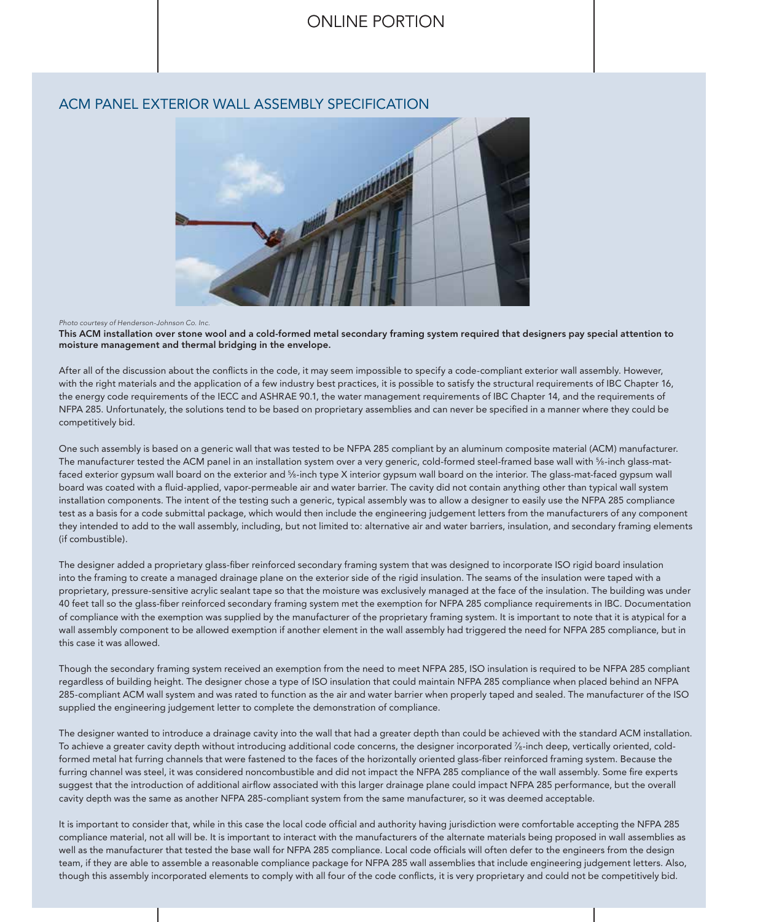# ONLINE PORTION

## ACM PANEL EXTERIOR WALL ASSEMBLY SPECIFICATION

*Photo courtesy of Henderson-Johnson Co. Inc.*

**This ACM installation over stone wool and a cold-formed metal secondary framing system required that designers pay special attention to moisture management and thermal bridging in the envelope.**

After all of the discussion about the conflicts in the code, it may seem impossible to specify a code-compliant exterior wall assembly. However, with the right materials and the application of a few industry best practices, it is possible to satisfy the structural requirements of IBC Chapter 16, the energy code requirements of the IECC and ASHRAE 90.1, the water management requirements of IBC Chapter 14, and the requirements of NFPA 285. Unfortunately, the solutions tend to be based on proprietary assemblies and can never be specified in a manner where they could be competitively bid.

One such assembly is based on a generic wall that was tested to be NFPA 285 compliant by an aluminum composite material (ACM) manufacturer. The manufacturer tested the ACM panel in an installation system over a very generic, cold-formed steel-framed base wall with ⅝-inch glass-mat-faced exterior gypsum wall board on the exterior and ⅝-inch type X interior gypsum wall board on the interior. The glass-mat-faced gypsum wall board was coated with a fluid-applied, vapor-permeable air and water barrier. The cavity did not contain anything other than typical wall system installation components. The intent of the testing such a generic, typical assembly was to allow a designer to easily use the NFPA 285 compliance test as a basis for a code submittal package, which would then include the engineering judgement letters from the manufacturers of any component they intended to add to the wall assembly, including, but not limited to: alternative air and water barriers, insulation, and secondary framing elements (if combustible).

The designer added a proprietary glass-fiber reinforced secondary framing system that was designed to incorporate ISO rigid board insulation into the framing to create a managed drainage plane on the exterior side of the rigid insulation. The seams of the insulation were taped with a proprietary, pressure-sensitive acrylic sealant tape so that the moisture was exclusively managed at the face of the insulation. The building was under 40 feet tall so the glass-fiber reinforced secondary framing system met the exemption for NFPA 285 compliance requirements in IBC. Documentation of compliance with the exemption was supplied by the manufacturer of the proprietary framing system. It is important to note that it is atypical for a wall assembly component to be allowed exemption if another element in the wall assembly had triggered the need for NFPA 285 compliance, but in this case it was allowed.

Though the secondary framing system received an exemption from the need to meet NFPA 285, ISO insulation is required to be NFPA 285 compliant regardless of building height. The designer chose a type of ISO insulation that could maintain NFPA 285 compliance when placed behind an NFPA 285-compliant ACM wall system and was rated to function as the air and water barrier when properly taped and sealed. The manufacturer of the ISO supplied the engineering judgement letter to complete the demonstration of compliance.

The designer wanted to introduce a drainage cavity into the wall that had a greater depth than could be achieved with the standard ACM installation. To achieve a greater cavity depth without introducing additional code concerns, the designer incorporated ⅞-inch deep, vertically oriented, cold-formed metal hat furring channels that were fastened to the faces of the horizontally oriented glass-fiber reinforced framing system. Because the furring channel was steel, it was considered noncombustible and did not impact the NFPA 285 compliance of the wall assembly. Some fire experts suggest that the introduction of additional airflow associated with this larger drainage plane could impact NFPA 285 performance, but the overall cavity depth was the same as another NFPA 285-compliant system from the same manufacturer, so it was deemed acceptable.

It is important to consider that, while in this case the local code official and authority having jurisdiction were comfortable accepting the NFPA 285 compliance material, not all will be. It is important to interact with the manufacturers of the alternate materials being proposed in wall assemblies as well as the manufacturer that tested the base wall for NFPA 285 compliance. Local code officials will often defer to the engineers from the design team, if they are able to assemble a reasonable compliance package for NFPA 285 wall assemblies that include engineering judgement letters. Also, though this assembly incorporated elements to comply with all four of the code conflicts, it is very proprietary and could not be competitively bid.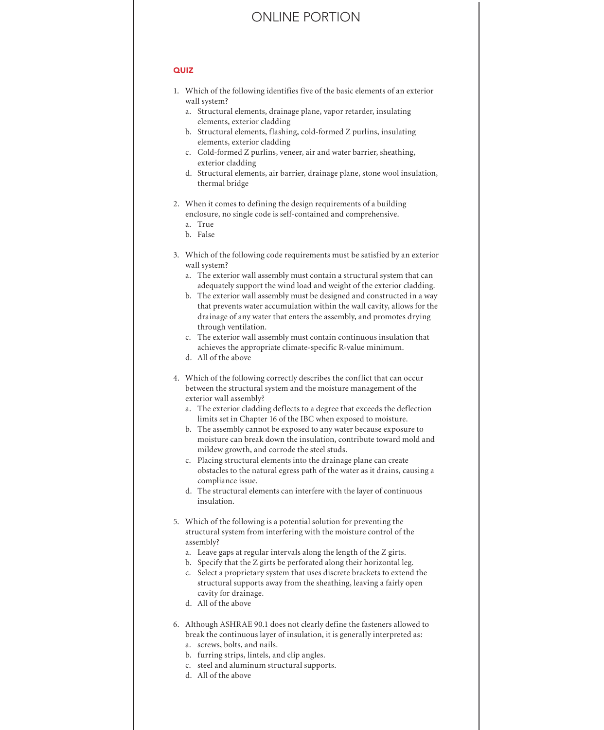# ONLINE PORTION

## QUIZ

1. Which of the following identifies five of the basic elements of an exterior wall system?
   a. Structural elements, drainage plane, vapor retarder, insulating elements, exterior cladding
   b. Structural elements, flashing, cold-formed Z purlins, insulating elements, exterior cladding
   c. Cold-formed Z purlins, veneer, air and water barrier, sheathing, exterior cladding
   d. Structural elements, air barrier, drainage plane, stone wool insulation, thermal bridge

2. When it comes to defining the design requirements of a building enclosure, no single code is self-contained and comprehensive.
   a. True
   b. False

3. Which of the following code requirements must be satisfied by an exterior wall system?
   a. The exterior wall assembly must contain a structural system that can adequately support the wind load and weight of the exterior cladding.
   b. The exterior wall assembly must be designed and constructed in a way that prevents water accumulation within the wall cavity, allows for the drainage of any water that enters the assembly, and promotes drying through ventilation.
   c. The exterior wall assembly must contain continuous insulation that achieves the appropriate climate-specific R-value minimum.
   d. All of the above

4. Which of the following correctly describes the conflict that can occur between the structural system and the moisture management of the exterior wall assembly?
   a. The exterior cladding deflects to a degree that exceeds the deflection limits set in Chapter 16 of the IBC when exposed to moisture.
   b. The assembly cannot be exposed to any water because exposure to moisture can break down the insulation, contribute toward mold and mildew growth, and corrode the steel studs.
   c. Placing structural elements into the drainage plane can create obstacles to the natural egress path of the water as it drains, causing a compliance issue.
   d. The structural elements can interfere with the layer of continuous insulation.

5. Which of the following is a potential solution for preventing the structural system from interfering with the moisture control of the assembly?
   a. Leave gaps at regular intervals along the length of the Z girts.
   b. Specify that the Z girts be perforated along their horizontal leg.
   c. Select a proprietary system that uses discrete brackets to extend the structural supports away from the sheathing, leaving a fairly open cavity for drainage.
   d. All of the above

6. Although ASHRAE 90.1 does not clearly define the fasteners allowed to break the continuous layer of insulation, it is generally interpreted as:
   a. screws, bolts, and nails.
   b. furring strips, lintels, and clip angles.
   c. steel and aluminum structural supports.
   d. All of the above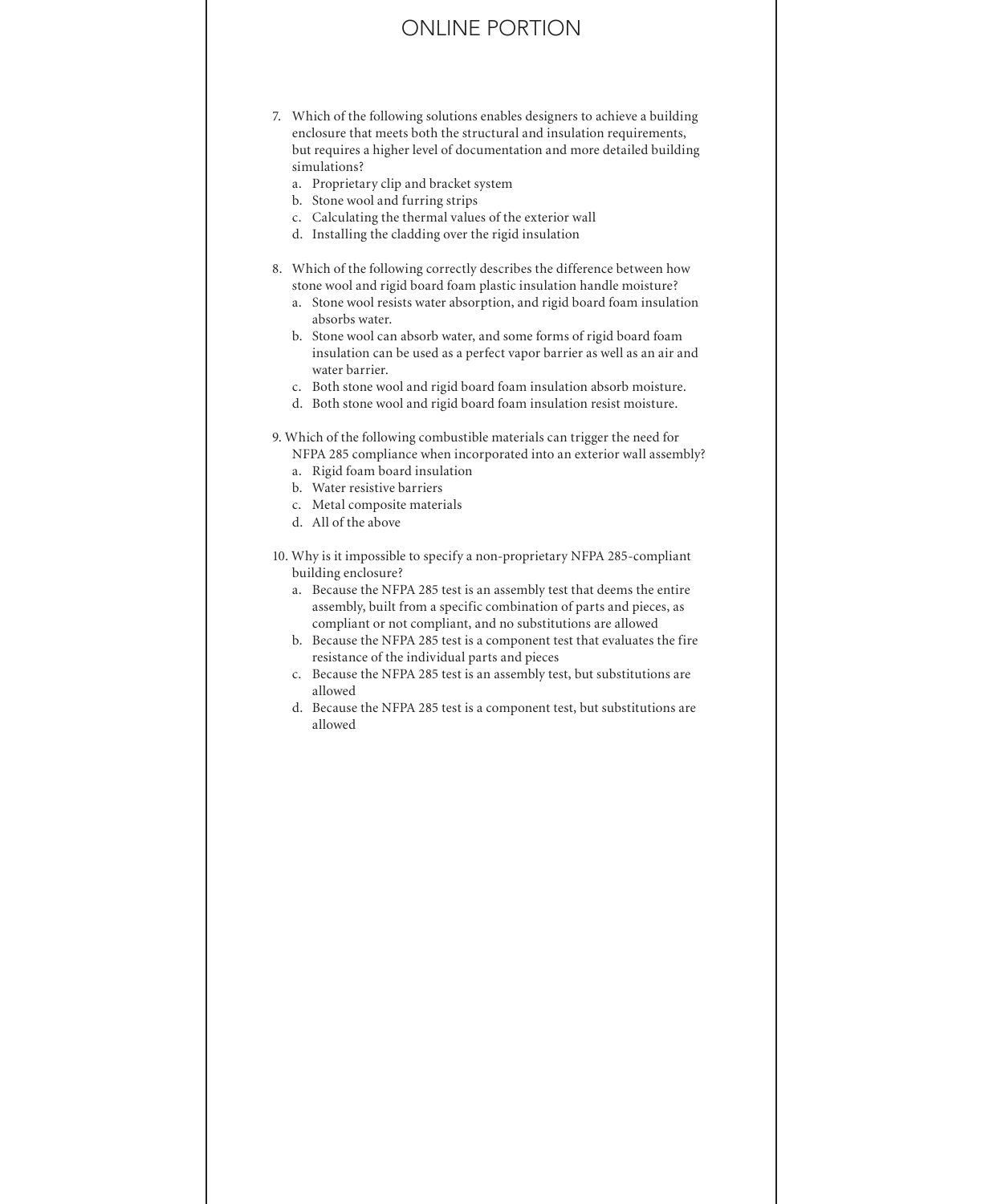# ONLINE PORTION

7. Which of the following solutions enables designers to achieve a building enclosure that meets both the structural and insulation requirements, but requires a higher level of documentation and more detailed building simulations?
   a. Proprietary clip and bracket system
   b. Stone wool and furring strips
   c. Calculating the thermal values of the exterior wall
   d. Installing the cladding over the rigid insulation

8. Which of the following correctly describes the difference between how stone wool and rigid board foam plastic insulation handle moisture?
   a. Stone wool resists water absorption, and rigid board foam insulation absorbs water.
   b. Stone wool can absorb water, and some forms of rigid board foam insulation can be used as a perfect vapor barrier as well as an air and water barrier.
   c. Both stone wool and rigid board foam insulation absorb moisture.
   d. Both stone wool and rigid board foam insulation resist moisture.

9. Which of the following combustible materials can trigger the need for NFPA 285 compliance when incorporated into an exterior wall assembly?
   a. Rigid foam board insulation
   b. Water resistive barriers
   c. Metal composite materials
   d. All of the above

10. Why is it impossible to specify a non-proprietary NFPA 285-compliant building enclosure?
   a. Because the NFPA 285 test is an assembly test that deems the entire assembly, built from a specific combination of parts and pieces, as compliant or not compliant, and no substitutions are allowed
   b. Because the NFPA 285 test is a component test that evaluates the fire resistance of the individual parts and pieces
   c. Because the NFPA 285 test is an assembly test, but substitutions are allowed
   d. Because the NFPA 285 test is a component test, but substitutions are allowed